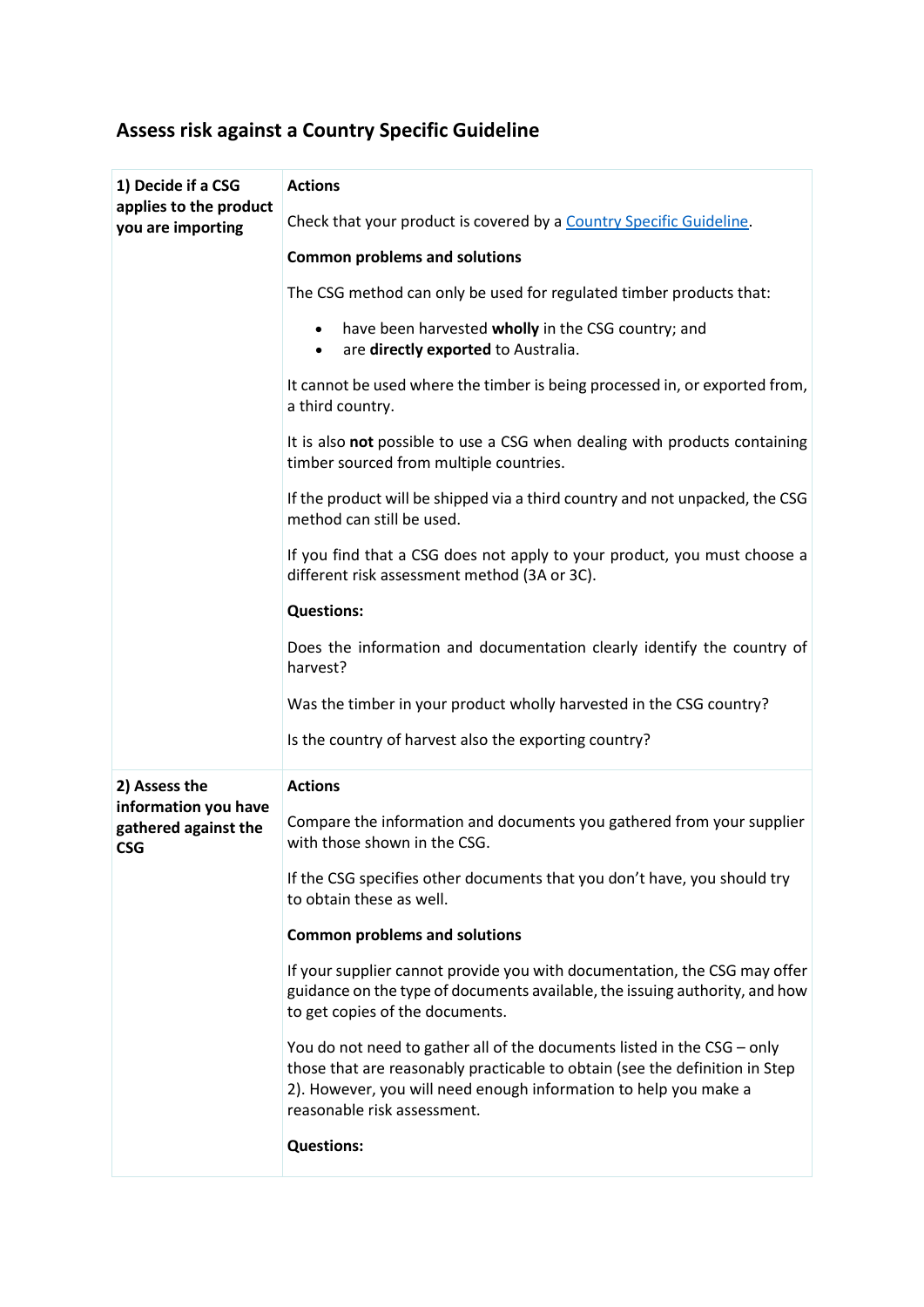## Assess risk against a Country Specific Guideline

| | |
|---|---|
| **1) Decide if a CSG applies to the product you are importing** | **Actions**<br><br>Check that your product is covered by a Country Specific Guideline.<br><br>**Common problems and solutions**<br><br>The CSG method can only be used for regulated timber products that:<br><br>• have been harvested **wholly** in the CSG country; and<br>• are **directly exported** to Australia.<br><br>It cannot be used where the timber is being processed in, or exported from, a third country.<br><br>It is also **not** possible to use a CSG when dealing with products containing timber sourced from multiple countries.<br><br>If the product will be shipped via a third country and not unpacked, the CSG method can still be used.<br><br>If you find that a CSG does not apply to your product, you must choose a different risk assessment method (3A or 3C).<br><br>**Questions:**<br><br>Does the information and documentation clearly identify the country of harvest?<br><br>Was the timber in your product wholly harvested in the CSG country?<br><br>Is the country of harvest also the exporting country? |
| **2) Assess the information you have gathered against the CSG** | **Actions**<br><br>Compare the information and documents you gathered from your supplier with those shown in the CSG.<br><br>If the CSG specifies other documents that you don't have, you should try to obtain these as well.<br><br>**Common problems and solutions**<br><br>If your supplier cannot provide you with documentation, the CSG may offer guidance on the type of documents available, the issuing authority, and how to get copies of the documents.<br><br>You do not need to gather all of the documents listed in the CSG – only those that are reasonably practicable to obtain (see the definition in Step 2). However, you will need enough information to help you make a reasonable risk assessment.<br><br>**Questions:** |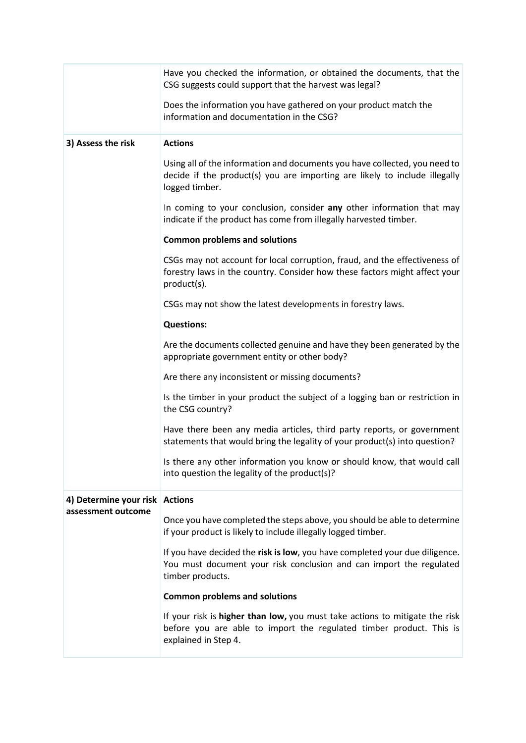| | |
|---|---|
| | Have you checked the information, or obtained the documents, that the CSG suggests could support that the harvest was legal?<br><br>Does the information you have gathered on your product match the information and documentation in the CSG? |
| **3) Assess the risk** | **Actions**<br><br>Using all of the information and documents you have collected, you need to decide if the product(s) you are importing are likely to include illegally logged timber.<br><br>In coming to your conclusion, consider **any** other information that may indicate if the product has come from illegally harvested timber.<br><br>**Common problems and solutions**<br><br>CSGs may not account for local corruption, fraud, and the effectiveness of forestry laws in the country. Consider how these factors might affect your product(s).<br><br>CSGs may not show the latest developments in forestry laws.<br><br>**Questions:**<br><br>Are the documents collected genuine and have they been generated by the appropriate government entity or other body?<br><br>Are there any inconsistent or missing documents?<br><br>Is the timber in your product the subject of a logging ban or restriction in the CSG country?<br><br>Have there been any media articles, third party reports, or government statements that would bring the legality of your product(s) into question?<br><br>Is there any other information you know or should know, that would call into question the legality of the product(s)? |
| **4) Determine your risk assessment outcome** | **Actions**<br><br>Once you have completed the steps above, you should be able to determine if your product is likely to include illegally logged timber.<br><br>If you have decided the **risk is low**, you have completed your due diligence. You must document your risk conclusion and can import the regulated timber products.<br><br>**Common problems and solutions**<br><br>If your risk is **higher than low,** you must take actions to mitigate the risk before you are able to import the regulated timber product. This is explained in Step 4. |